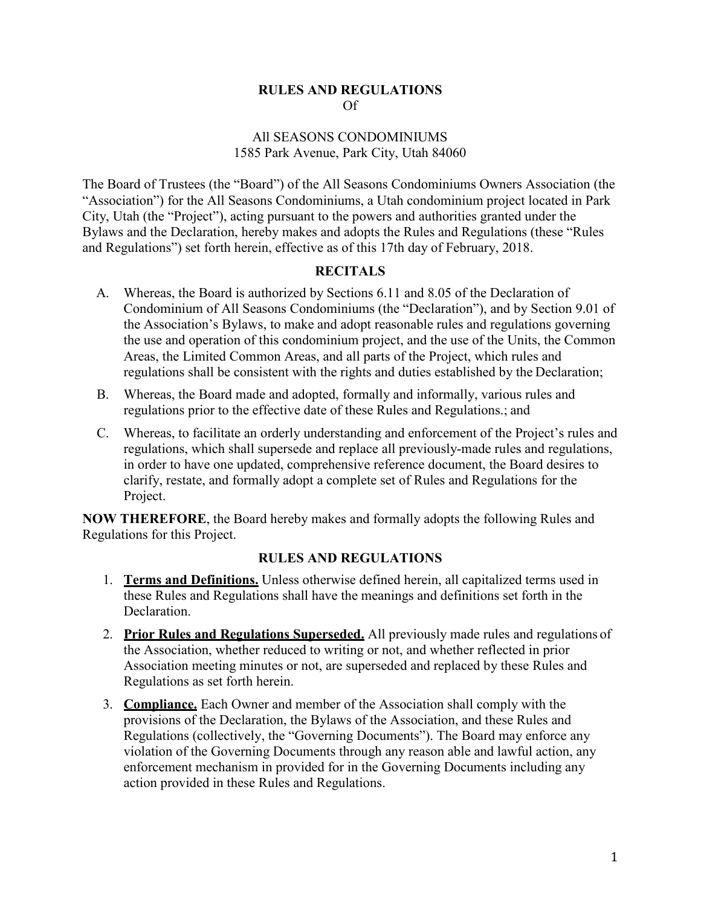# RULES AND REGULATIONS

Of

All SEASONS CONDOMINIUMS
1585 Park Avenue, Park City, Utah 84060

The Board of Trustees (the "Board") of the All Seasons Condominiums Owners Association (the "Association") for the All Seasons Condominiums, a Utah condominium project located in Park City, Utah (the "Project"), acting pursuant to the powers and authorities granted under the Bylaws and the Declaration, hereby makes and adopts the Rules and Regulations (these "Rules and Regulations") set forth herein, effective as of this 17th day of February, 2018.

## RECITALS

A. Whereas, the Board is authorized by Sections 6.11 and 8.05 of the Declaration of Condominium of All Seasons Condominiums (the "Declaration"), and by Section 9.01 of the Association's Bylaws, to make and adopt reasonable rules and regulations governing the use and operation of this condominium project, and the use of the Units, the Common Areas, the Limited Common Areas, and all parts of the Project, which rules and regulations shall be consistent with the rights and duties established by the Declaration;

B. Whereas, the Board made and adopted, formally and informally, various rules and regulations prior to the effective date of these Rules and Regulations.; and

C. Whereas, to facilitate an orderly understanding and enforcement of the Project's rules and regulations, which shall supersede and replace all previously-made rules and regulations, in order to have one updated, comprehensive reference document, the Board desires to clarify, restate, and formally adopt a complete set of Rules and Regulations for the Project.

**NOW THEREFORE**, the Board hereby makes and formally adopts the following Rules and Regulations for this Project.

## RULES AND REGULATIONS

1. **Terms and Definitions.** Unless otherwise defined herein, all capitalized terms used in these Rules and Regulations shall have the meanings and definitions set forth in the Declaration.

2. **Prior Rules and Regulations Superseded.** All previously made rules and regulations of the Association, whether reduced to writing or not, and whether reflected in prior Association meeting minutes or not, are superseded and replaced by these Rules and Regulations as set forth herein.

3. **Compliance.** Each Owner and member of the Association shall comply with the provisions of the Declaration, the Bylaws of the Association, and these Rules and Regulations (collectively, the "Governing Documents"). The Board may enforce any violation of the Governing Documents through any reason able and lawful action, any enforcement mechanism in provided for in the Governing Documents including any action provided in these Rules and Regulations.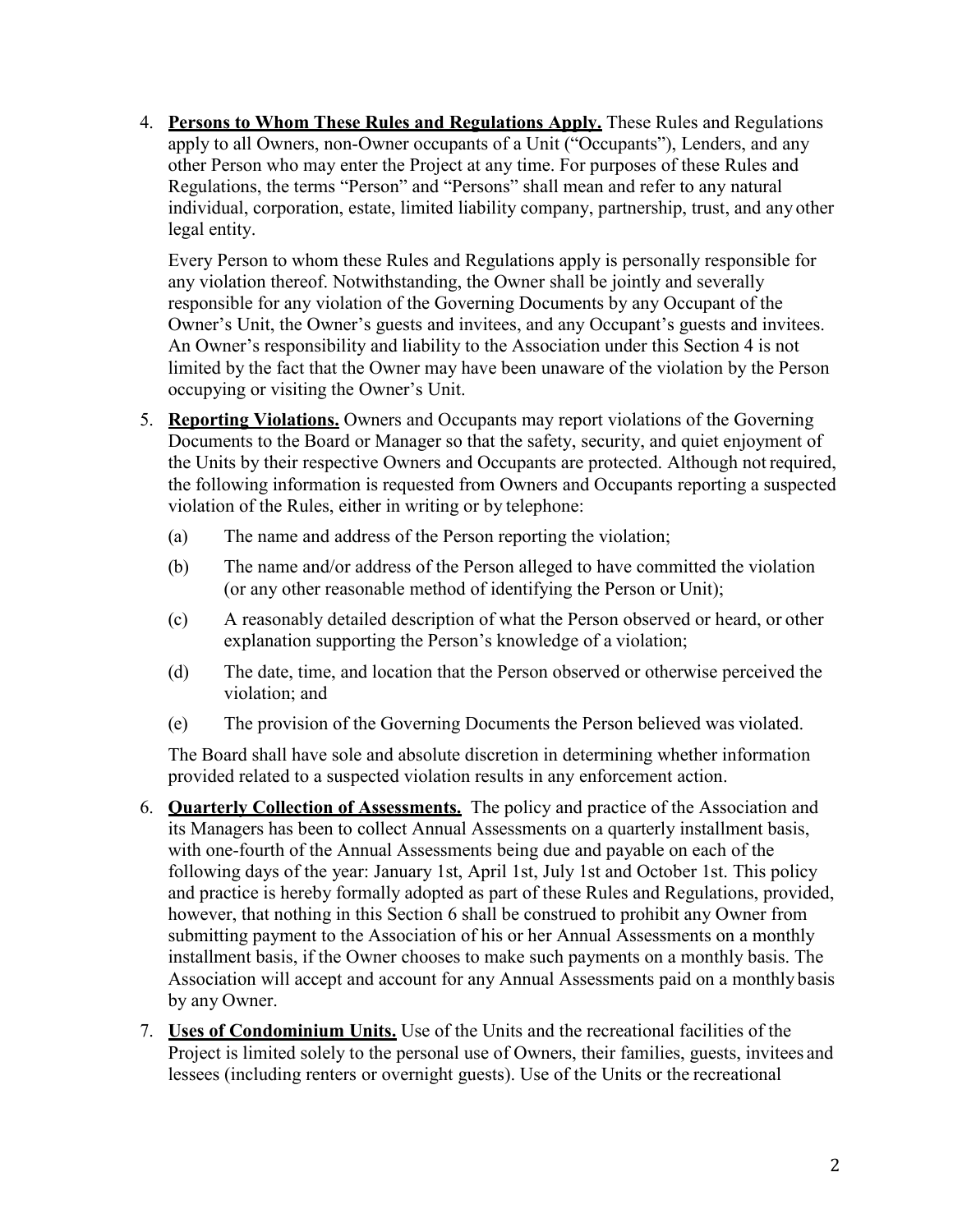4. **Persons to Whom These Rules and Regulations Apply.** These Rules and Regulations apply to all Owners, non-Owner occupants of a Unit ("Occupants"), Lenders, and any other Person who may enter the Project at any time. For purposes of these Rules and Regulations, the terms "Person" and "Persons" shall mean and refer to any natural individual, corporation, estate, limited liability company, partnership, trust, and any other legal entity.

   Every Person to whom these Rules and Regulations apply is personally responsible for any violation thereof. Notwithstanding, the Owner shall be jointly and severally responsible for any violation of the Governing Documents by any Occupant of the Owner's Unit, the Owner's guests and invitees, and any Occupant's guests and invitees. An Owner's responsibility and liability to the Association under this Section 4 is not limited by the fact that the Owner may have been unaware of the violation by the Person occupying or visiting the Owner's Unit.

5. **Reporting Violations.** Owners and Occupants may report violations of the Governing Documents to the Board or Manager so that the safety, security, and quiet enjoyment of the Units by their respective Owners and Occupants are protected. Although not required, the following information is requested from Owners and Occupants reporting a suspected violation of the Rules, either in writing or by telephone:

   (a) The name and address of the Person reporting the violation;

   (b) The name and/or address of the Person alleged to have committed the violation (or any other reasonable method of identifying the Person or Unit);

   (c) A reasonably detailed description of what the Person observed or heard, or other explanation supporting the Person's knowledge of a violation;

   (d) The date, time, and location that the Person observed or otherwise perceived the violation; and

   (e) The provision of the Governing Documents the Person believed was violated.

   The Board shall have sole and absolute discretion in determining whether information provided related to a suspected violation results in any enforcement action.

6. **Quarterly Collection of Assessments.** The policy and practice of the Association and its Managers has been to collect Annual Assessments on a quarterly installment basis, with one-fourth of the Annual Assessments being due and payable on each of the following days of the year: January 1st, April 1st, July 1st and October 1st. This policy and practice is hereby formally adopted as part of these Rules and Regulations, provided, however, that nothing in this Section 6 shall be construed to prohibit any Owner from submitting payment to the Association of his or her Annual Assessments on a monthly installment basis, if the Owner chooses to make such payments on a monthly basis. The Association will accept and account for any Annual Assessments paid on a monthly basis by any Owner.

7. **Uses of Condominium Units.** Use of the Units and the recreational facilities of the Project is limited solely to the personal use of Owners, their families, guests, invitees and lessees (including renters or overnight guests). Use of the Units or the recreational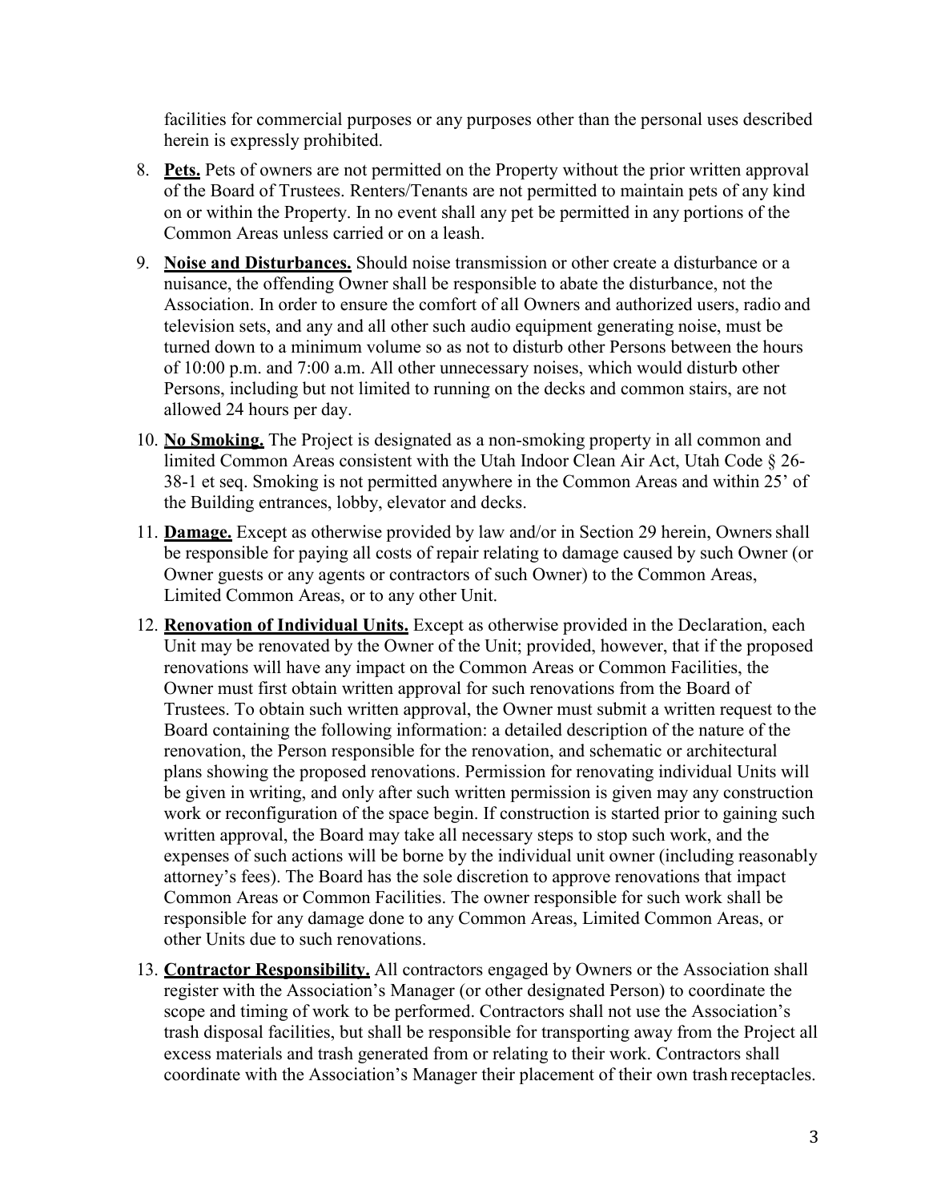facilities for commercial purposes or any purposes other than the personal uses described herein is expressly prohibited.

8. **Pets.** Pets of owners are not permitted on the Property without the prior written approval of the Board of Trustees. Renters/Tenants are not permitted to maintain pets of any kind on or within the Property. In no event shall any pet be permitted in any portions of the Common Areas unless carried or on a leash.

9. **Noise and Disturbances.** Should noise transmission or other create a disturbance or a nuisance, the offending Owner shall be responsible to abate the disturbance, not the Association. In order to ensure the comfort of all Owners and authorized users, radio and television sets, and any and all other such audio equipment generating noise, must be turned down to a minimum volume so as not to disturb other Persons between the hours of 10:00 p.m. and 7:00 a.m. All other unnecessary noises, which would disturb other Persons, including but not limited to running on the decks and common stairs, are not allowed 24 hours per day.

10. **No Smoking.** The Project is designated as a non-smoking property in all common and limited Common Areas consistent with the Utah Indoor Clean Air Act, Utah Code § 26-38-1 et seq. Smoking is not permitted anywhere in the Common Areas and within 25' of the Building entrances, lobby, elevator and decks.

11. **Damage.** Except as otherwise provided by law and/or in Section 29 herein, Owners shall be responsible for paying all costs of repair relating to damage caused by such Owner (or Owner guests or any agents or contractors of such Owner) to the Common Areas, Limited Common Areas, or to any other Unit.

12. **Renovation of Individual Units.** Except as otherwise provided in the Declaration, each Unit may be renovated by the Owner of the Unit; provided, however, that if the proposed renovations will have any impact on the Common Areas or Common Facilities, the Owner must first obtain written approval for such renovations from the Board of Trustees. To obtain such written approval, the Owner must submit a written request to the Board containing the following information: a detailed description of the nature of the renovation, the Person responsible for the renovation, and schematic or architectural plans showing the proposed renovations. Permission for renovating individual Units will be given in writing, and only after such written permission is given may any construction work or reconfiguration of the space begin. If construction is started prior to gaining such written approval, the Board may take all necessary steps to stop such work, and the expenses of such actions will be borne by the individual unit owner (including reasonably attorney's fees). The Board has the sole discretion to approve renovations that impact Common Areas or Common Facilities. The owner responsible for such work shall be responsible for any damage done to any Common Areas, Limited Common Areas, or other Units due to such renovations.

13. **Contractor Responsibility.** All contractors engaged by Owners or the Association shall register with the Association's Manager (or other designated Person) to coordinate the scope and timing of work to be performed. Contractors shall not use the Association's trash disposal facilities, but shall be responsible for transporting away from the Project all excess materials and trash generated from or relating to their work. Contractors shall coordinate with the Association's Manager their placement of their own trash receptacles.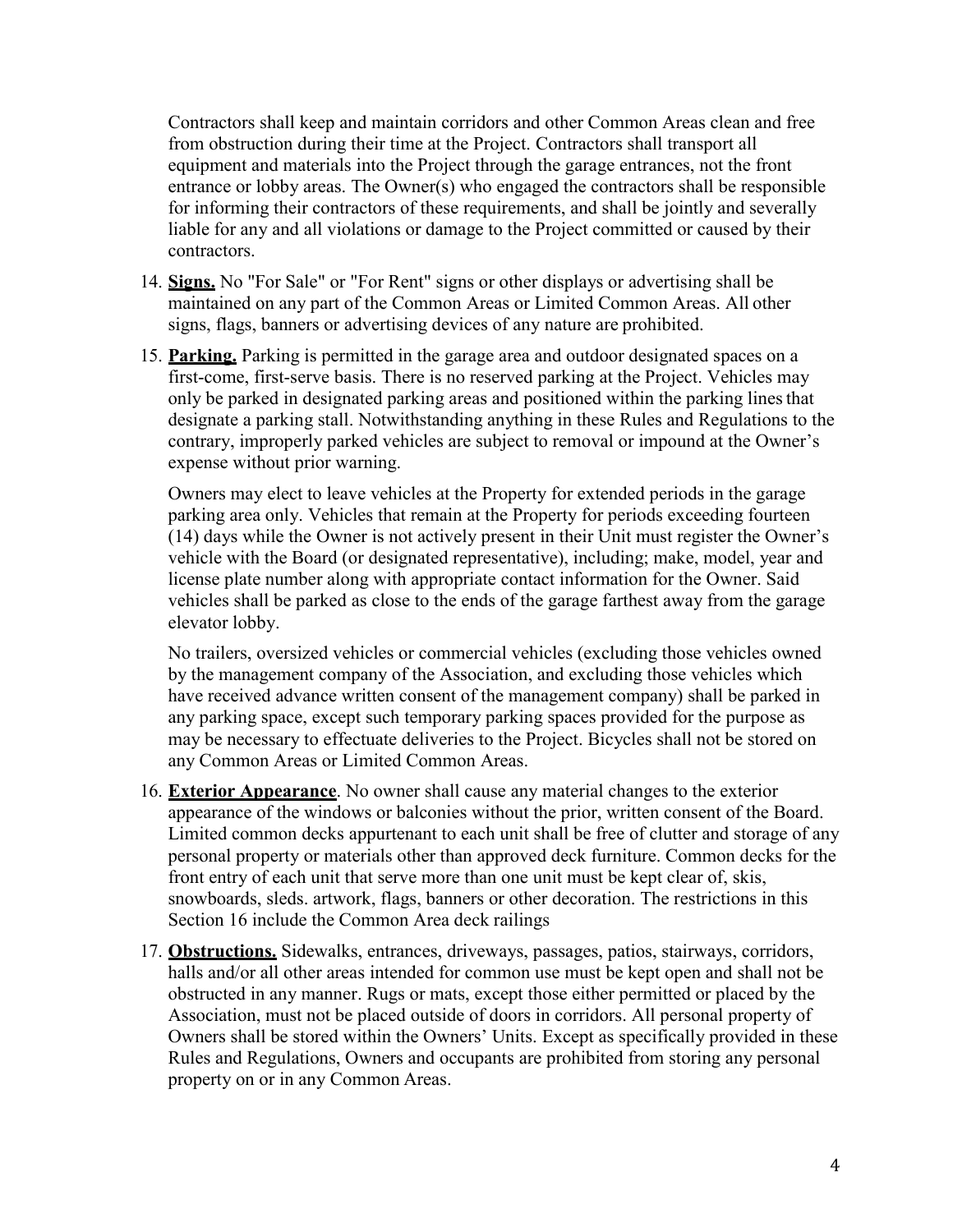Contractors shall keep and maintain corridors and other Common Areas clean and free from obstruction during their time at the Project. Contractors shall transport all equipment and materials into the Project through the garage entrances, not the front entrance or lobby areas. The Owner(s) who engaged the contractors shall be responsible for informing their contractors of these requirements, and shall be jointly and severally liable for any and all violations or damage to the Project committed or caused by their contractors.

14. **Signs.** No "For Sale" or "For Rent" signs or other displays or advertising shall be maintained on any part of the Common Areas or Limited Common Areas. All other signs, flags, banners or advertising devices of any nature are prohibited.

15. **Parking.** Parking is permitted in the garage area and outdoor designated spaces on a first-come, first-serve basis. There is no reserved parking at the Project. Vehicles may only be parked in designated parking areas and positioned within the parking lines that designate a parking stall. Notwithstanding anything in these Rules and Regulations to the contrary, improperly parked vehicles are subject to removal or impound at the Owner's expense without prior warning.

    Owners may elect to leave vehicles at the Property for extended periods in the garage parking area only. Vehicles that remain at the Property for periods exceeding fourteen (14) days while the Owner is not actively present in their Unit must register the Owner's vehicle with the Board (or designated representative), including; make, model, year and license plate number along with appropriate contact information for the Owner. Said vehicles shall be parked as close to the ends of the garage farthest away from the garage elevator lobby.

    No trailers, oversized vehicles or commercial vehicles (excluding those vehicles owned by the management company of the Association, and excluding those vehicles which have received advance written consent of the management company) shall be parked in any parking space, except such temporary parking spaces provided for the purpose as may be necessary to effectuate deliveries to the Project. Bicycles shall not be stored on any Common Areas or Limited Common Areas.

16. **Exterior Appearance**. No owner shall cause any material changes to the exterior appearance of the windows or balconies without the prior, written consent of the Board. Limited common decks appurtenant to each unit shall be free of clutter and storage of any personal property or materials other than approved deck furniture. Common decks for the front entry of each unit that serve more than one unit must be kept clear of, skis, snowboards, sleds. artwork, flags, banners or other decoration. The restrictions in this Section 16 include the Common Area deck railings

17. **Obstructions.** Sidewalks, entrances, driveways, passages, patios, stairways, corridors, halls and/or all other areas intended for common use must be kept open and shall not be obstructed in any manner. Rugs or mats, except those either permitted or placed by the Association, must not be placed outside of doors in corridors. All personal property of Owners shall be stored within the Owners' Units. Except as specifically provided in these Rules and Regulations, Owners and occupants are prohibited from storing any personal property on or in any Common Areas.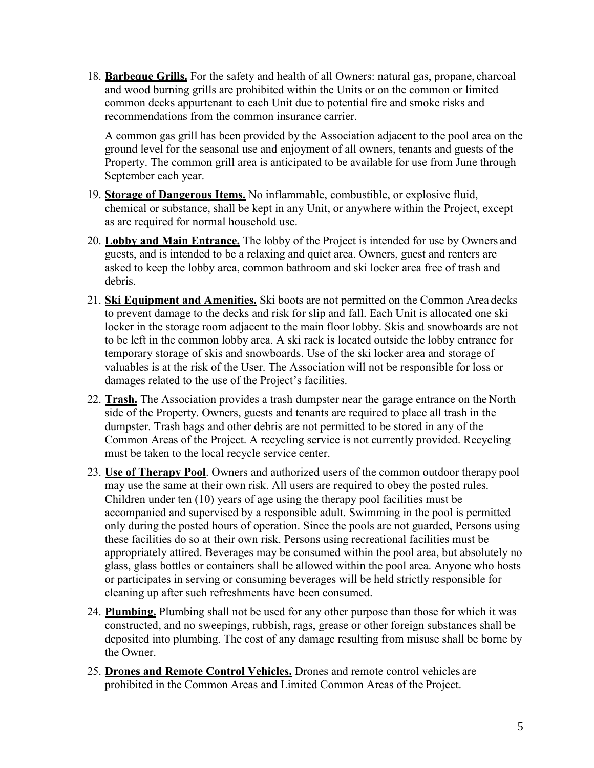18. **Barbeque Grills.** For the safety and health of all Owners: natural gas, propane, charcoal and wood burning grills are prohibited within the Units or on the common or limited common decks appurtenant to each Unit due to potential fire and smoke risks and recommendations from the common insurance carrier.

    A common gas grill has been provided by the Association adjacent to the pool area on the ground level for the seasonal use and enjoyment of all owners, tenants and guests of the Property. The common grill area is anticipated to be available for use from June through September each year.

19. **Storage of Dangerous Items.** No inflammable, combustible, or explosive fluid, chemical or substance, shall be kept in any Unit, or anywhere within the Project, except as are required for normal household use.

20. **Lobby and Main Entrance.** The lobby of the Project is intended for use by Owners and guests, and is intended to be a relaxing and quiet area. Owners, guest and renters are asked to keep the lobby area, common bathroom and ski locker area free of trash and debris.

21. **Ski Equipment and Amenities.** Ski boots are not permitted on the Common Area decks to prevent damage to the decks and risk for slip and fall. Each Unit is allocated one ski locker in the storage room adjacent to the main floor lobby. Skis and snowboards are not to be left in the common lobby area. A ski rack is located outside the lobby entrance for temporary storage of skis and snowboards. Use of the ski locker area and storage of valuables is at the risk of the User. The Association will not be responsible for loss or damages related to the use of the Project's facilities.

22. **Trash.** The Association provides a trash dumpster near the garage entrance on the North side of the Property. Owners, guests and tenants are required to place all trash in the dumpster. Trash bags and other debris are not permitted to be stored in any of the Common Areas of the Project. A recycling service is not currently provided. Recycling must be taken to the local recycle service center.

23. **Use of Therapy Pool**. Owners and authorized users of the common outdoor therapy pool may use the same at their own risk. All users are required to obey the posted rules. Children under ten (10) years of age using the therapy pool facilities must be accompanied and supervised by a responsible adult. Swimming in the pool is permitted only during the posted hours of operation. Since the pools are not guarded, Persons using these facilities do so at their own risk. Persons using recreational facilities must be appropriately attired. Beverages may be consumed within the pool area, but absolutely no glass, glass bottles or containers shall be allowed within the pool area. Anyone who hosts or participates in serving or consuming beverages will be held strictly responsible for cleaning up after such refreshments have been consumed.

24. **Plumbing.** Plumbing shall not be used for any other purpose than those for which it was constructed, and no sweepings, rubbish, rags, grease or other foreign substances shall be deposited into plumbing. The cost of any damage resulting from misuse shall be borne by the Owner.

25. **Drones and Remote Control Vehicles.** Drones and remote control vehicles are prohibited in the Common Areas and Limited Common Areas of the Project.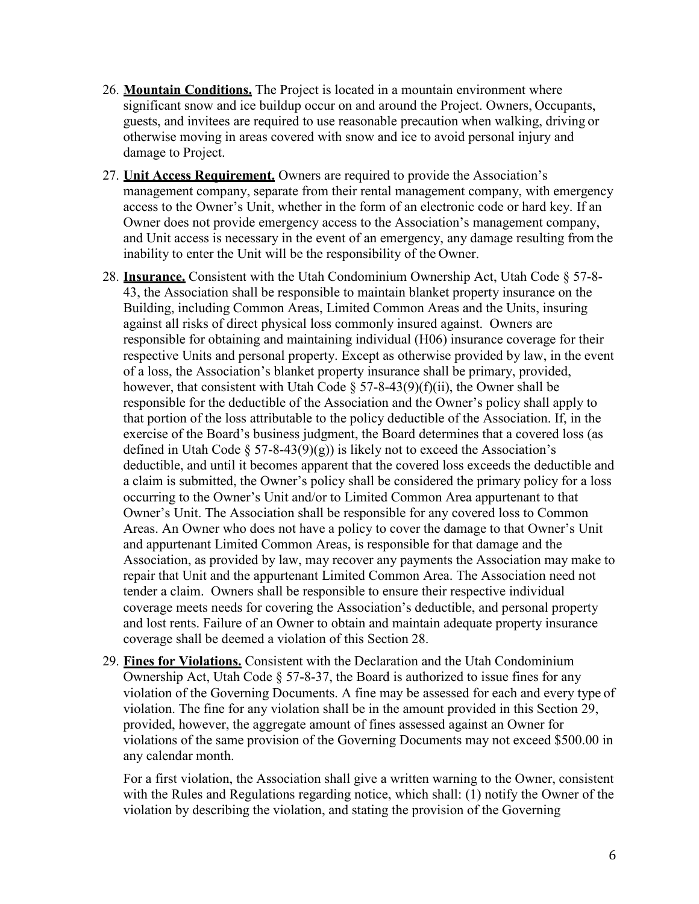26. **Mountain Conditions.** The Project is located in a mountain environment where significant snow and ice buildup occur on and around the Project. Owners, Occupants, guests, and invitees are required to use reasonable precaution when walking, driving or otherwise moving in areas covered with snow and ice to avoid personal injury and damage to Project.

27. **Unit Access Requirement.** Owners are required to provide the Association's management company, separate from their rental management company, with emergency access to the Owner's Unit, whether in the form of an electronic code or hard key. If an Owner does not provide emergency access to the Association's management company, and Unit access is necessary in the event of an emergency, any damage resulting from the inability to enter the Unit will be the responsibility of the Owner.

28. **Insurance.** Consistent with the Utah Condominium Ownership Act, Utah Code § 57-8-43, the Association shall be responsible to maintain blanket property insurance on the Building, including Common Areas, Limited Common Areas and the Units, insuring against all risks of direct physical loss commonly insured against. Owners are responsible for obtaining and maintaining individual (H06) insurance coverage for their respective Units and personal property. Except as otherwise provided by law, in the event of a loss, the Association's blanket property insurance shall be primary, provided, however, that consistent with Utah Code § 57-8-43(9)(f)(ii), the Owner shall be responsible for the deductible of the Association and the Owner's policy shall apply to that portion of the loss attributable to the policy deductible of the Association. If, in the exercise of the Board's business judgment, the Board determines that a covered loss (as defined in Utah Code § 57-8-43(9)(g)) is likely not to exceed the Association's deductible, and until it becomes apparent that the covered loss exceeds the deductible and a claim is submitted, the Owner's policy shall be considered the primary policy for a loss occurring to the Owner's Unit and/or to Limited Common Area appurtenant to that Owner's Unit. The Association shall be responsible for any covered loss to Common Areas. An Owner who does not have a policy to cover the damage to that Owner's Unit and appurtenant Limited Common Areas, is responsible for that damage and the Association, as provided by law, may recover any payments the Association may make to repair that Unit and the appurtenant Limited Common Area. The Association need not tender a claim. Owners shall be responsible to ensure their respective individual coverage meets needs for covering the Association's deductible, and personal property and lost rents. Failure of an Owner to obtain and maintain adequate property insurance coverage shall be deemed a violation of this Section 28.

29. **Fines for Violations.** Consistent with the Declaration and the Utah Condominium Ownership Act, Utah Code § 57-8-37, the Board is authorized to issue fines for any violation of the Governing Documents. A fine may be assessed for each and every type of violation. The fine for any violation shall be in the amount provided in this Section 29, provided, however, the aggregate amount of fines assessed against an Owner for violations of the same provision of the Governing Documents may not exceed $500.00 in any calendar month.

    For a first violation, the Association shall give a written warning to the Owner, consistent with the Rules and Regulations regarding notice, which shall: (1) notify the Owner of the violation by describing the violation, and stating the provision of the Governing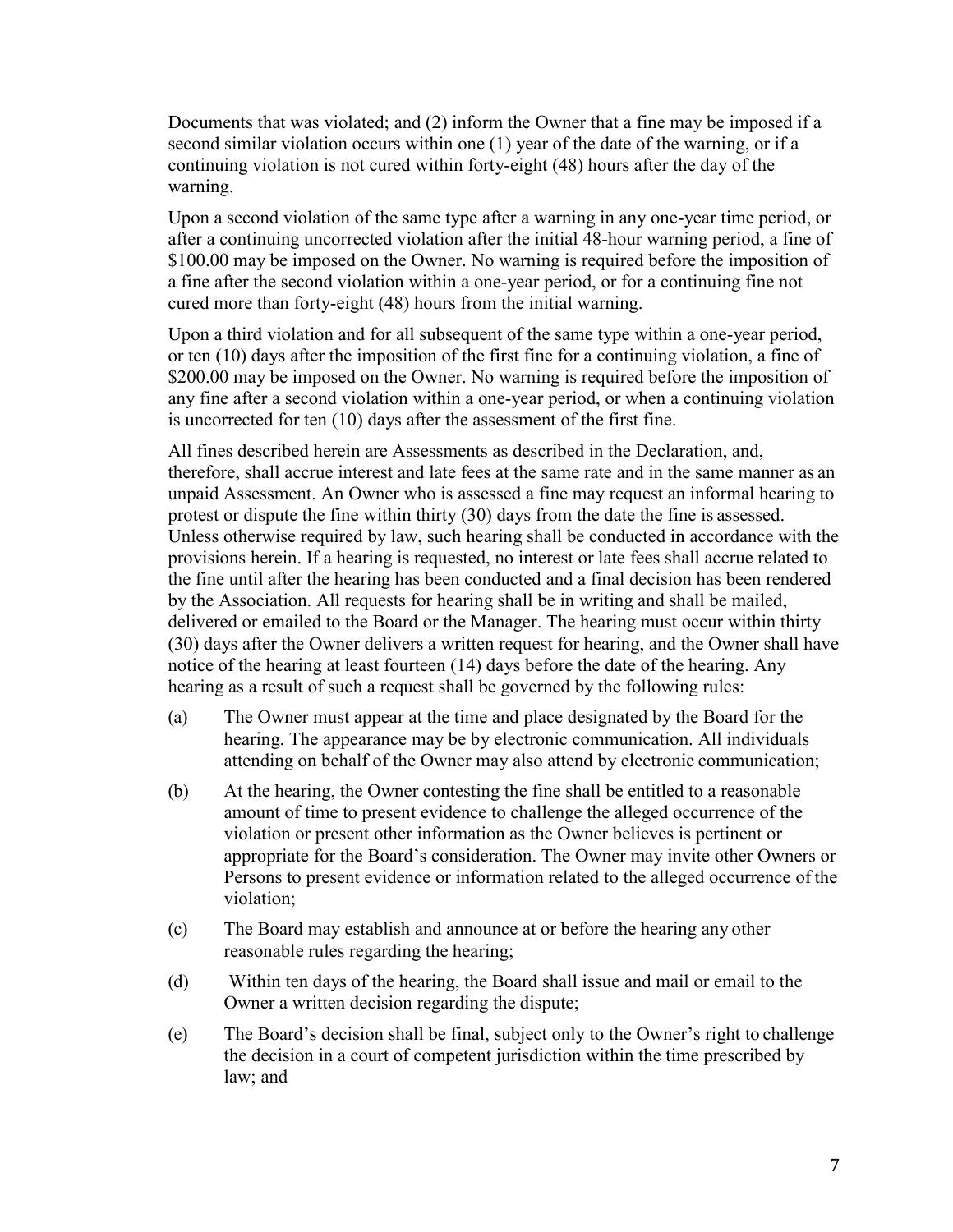Documents that was violated; and (2) inform the Owner that a fine may be imposed if a second similar violation occurs within one (1) year of the date of the warning, or if a continuing violation is not cured within forty-eight (48) hours after the day of the warning.

Upon a second violation of the same type after a warning in any one-year time period, or after a continuing uncorrected violation after the initial 48-hour warning period, a fine of $100.00 may be imposed on the Owner. No warning is required before the imposition of a fine after the second violation within a one-year period, or for a continuing fine not cured more than forty-eight (48) hours from the initial warning.

Upon a third violation and for all subsequent of the same type within a one-year period, or ten (10) days after the imposition of the first fine for a continuing violation, a fine of $200.00 may be imposed on the Owner. No warning is required before the imposition of any fine after a second violation within a one-year period, or when a continuing violation is uncorrected for ten (10) days after the assessment of the first fine.

All fines described herein are Assessments as described in the Declaration, and, therefore, shall accrue interest and late fees at the same rate and in the same manner as an unpaid Assessment. An Owner who is assessed a fine may request an informal hearing to protest or dispute the fine within thirty (30) days from the date the fine is assessed. Unless otherwise required by law, such hearing shall be conducted in accordance with the provisions herein. If a hearing is requested, no interest or late fees shall accrue related to the fine until after the hearing has been conducted and a final decision has been rendered by the Association. All requests for hearing shall be in writing and shall be mailed, delivered or emailed to the Board or the Manager. The hearing must occur within thirty (30) days after the Owner delivers a written request for hearing, and the Owner shall have notice of the hearing at least fourteen (14) days before the date of the hearing. Any hearing as a result of such a request shall be governed by the following rules:

(a) The Owner must appear at the time and place designated by the Board for the hearing. The appearance may be by electronic communication. All individuals attending on behalf of the Owner may also attend by electronic communication;

(b) At the hearing, the Owner contesting the fine shall be entitled to a reasonable amount of time to present evidence to challenge the alleged occurrence of the violation or present other information as the Owner believes is pertinent or appropriate for the Board's consideration. The Owner may invite other Owners or Persons to present evidence or information related to the alleged occurrence of the violation;

(c) The Board may establish and announce at or before the hearing any other reasonable rules regarding the hearing;

(d) Within ten days of the hearing, the Board shall issue and mail or email to the Owner a written decision regarding the dispute;

(e) The Board's decision shall be final, subject only to the Owner's right to challenge the decision in a court of competent jurisdiction within the time prescribed by law; and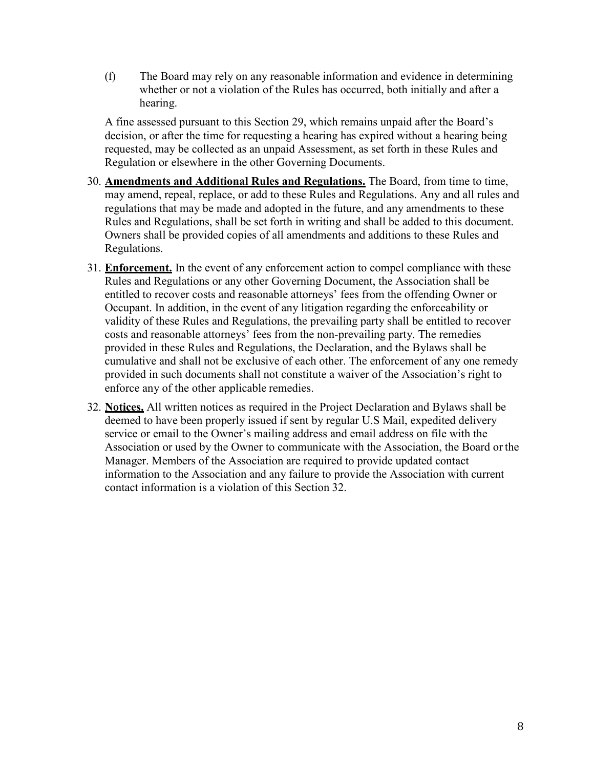(f) The Board may rely on any reasonable information and evidence in determining whether or not a violation of the Rules has occurred, both initially and after a hearing.

A fine assessed pursuant to this Section 29, which remains unpaid after the Board's decision, or after the time for requesting a hearing has expired without a hearing being requested, may be collected as an unpaid Assessment, as set forth in these Rules and Regulation or elsewhere in the other Governing Documents.

30. **Amendments and Additional Rules and Regulations.** The Board, from time to time, may amend, repeal, replace, or add to these Rules and Regulations. Any and all rules and regulations that may be made and adopted in the future, and any amendments to these Rules and Regulations, shall be set forth in writing and shall be added to this document. Owners shall be provided copies of all amendments and additions to these Rules and Regulations.

31. **Enforcement.** In the event of any enforcement action to compel compliance with these Rules and Regulations or any other Governing Document, the Association shall be entitled to recover costs and reasonable attorneys' fees from the offending Owner or Occupant. In addition, in the event of any litigation regarding the enforceability or validity of these Rules and Regulations, the prevailing party shall be entitled to recover costs and reasonable attorneys' fees from the non-prevailing party. The remedies provided in these Rules and Regulations, the Declaration, and the Bylaws shall be cumulative and shall not be exclusive of each other. The enforcement of any one remedy provided in such documents shall not constitute a waiver of the Association's right to enforce any of the other applicable remedies.

32. **Notices.** All written notices as required in the Project Declaration and Bylaws shall be deemed to have been properly issued if sent by regular U.S Mail, expedited delivery service or email to the Owner's mailing address and email address on file with the Association or used by the Owner to communicate with the Association, the Board or the Manager. Members of the Association are required to provide updated contact information to the Association and any failure to provide the Association with current contact information is a violation of this Section 32.